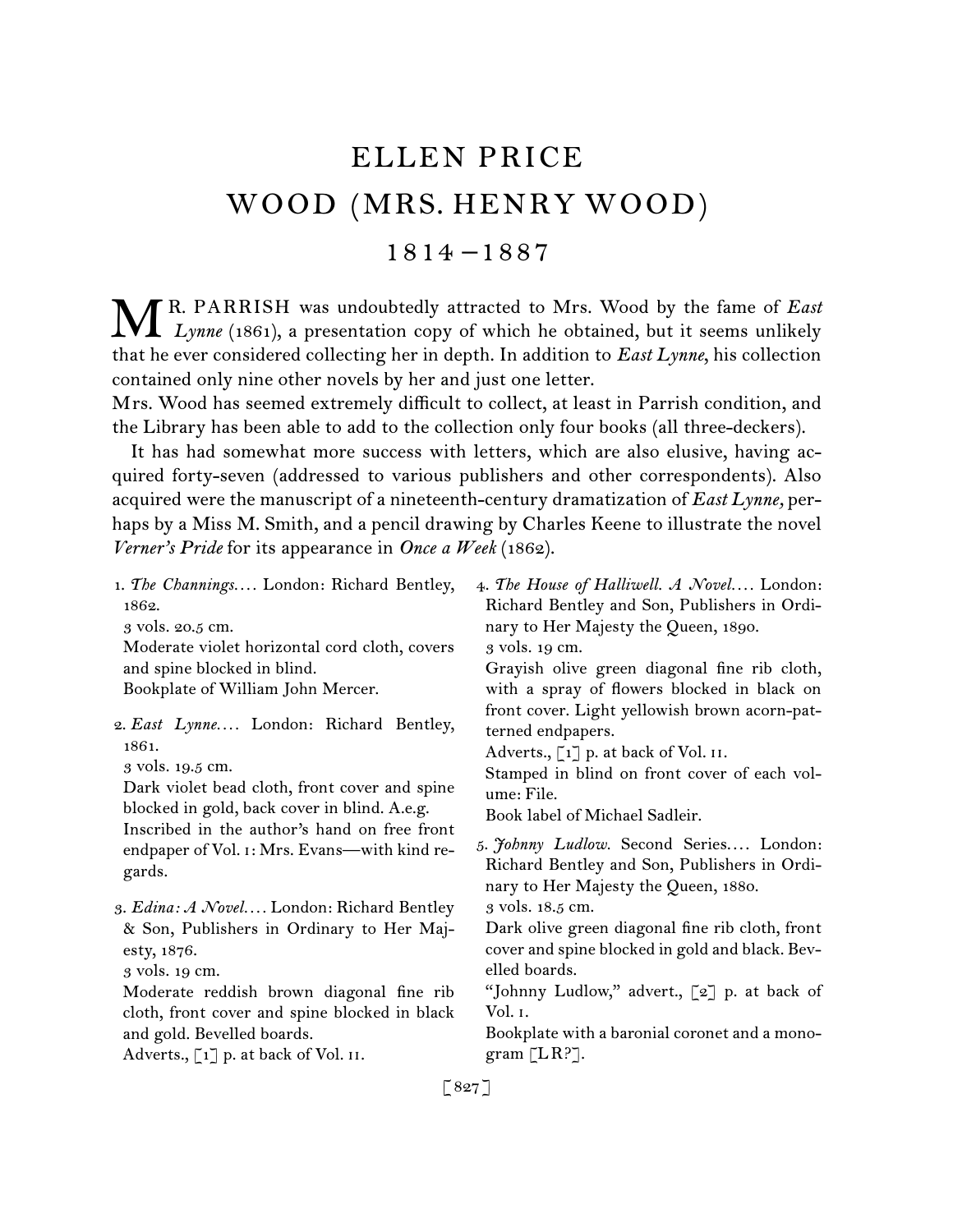# ELLEN PRICE WOOD (MRS. HENRY WOOD)

## 1814–1887

MR. PARRISH was undoubtedly attracted to Mrs. Wood by the fame of *East Lynne* (1861), a presentation copy of which he obtained, but it seems unlikely that he ever considered collecting her in depth. In addition to *East Lynne*, his collection contained only nine other novels by her and just one letter.

Mrs. Wood has seemed extremely difficult to collect, at least in Parrish condition, and the Library has been able to add to the collection only four books (all three-deckers).

It has had somewhat more success with letters, which are also elusive, having acquired forty-seven (addressed to various publishers and other correspondents). Also acquired were the manuscript of a nineteenth-century dramatization of *East Lynne,* perhaps by a Miss M. Smith, and a pencil drawing by Charles Keene to illustrate the novel *Verner's Pride* for its appearance in *Once a Week* (1862).

1. *The Channings*.... London: Richard Bentley, 1862.
 3 vols. 20.5 cm.
 Moderate violet horizontal cord cloth, covers and spine blocked in blind.
 Bookplate of William John Mercer.

2. *East Lynne*.... London: Richard Bentley, 1861.
 3 vols. 19.5 cm.
 Dark violet bead cloth, front cover and spine blocked in gold, back cover in blind. A.e.g.
 Inscribed in the author's hand on free front endpaper of Vol. I: Mrs. Evans—with kind regards.

3. *Edina: A Novel*.... London: Richard Bentley & Son, Publishers in Ordinary to Her Majesty, 1876.
 3 vols. 19 cm.
 Moderate reddish brown diagonal fine rib cloth, front cover and spine blocked in black and gold. Bevelled boards.
 Adverts., [1] p. at back of Vol. II.

4. *The House of Halliwell. A Novel*.... London: Richard Bentley and Son, Publishers in Ordinary to Her Majesty the Queen, 1890.
 3 vols. 19 cm.
 Grayish olive green diagonal fine rib cloth, with a spray of flowers blocked in black on front cover. Light yellowish brown acorn-patterned endpapers.
 Adverts., [1] p. at back of Vol. II.
 Stamped in blind on front cover of each volume: File.
 Book label of Michael Sadleir.

5. *Johnny Ludlow.* Second Series.... London: Richard Bentley and Son, Publishers in Ordinary to Her Majesty the Queen, 1880.
 3 vols. 18.5 cm.
 Dark olive green diagonal fine rib cloth, front cover and spine blocked in gold and black. Bevelled boards.
 "Johnny Ludlow," advert., [2] p. at back of Vol. I.
 Bookplate with a baronial coronet and a monogram [LR?].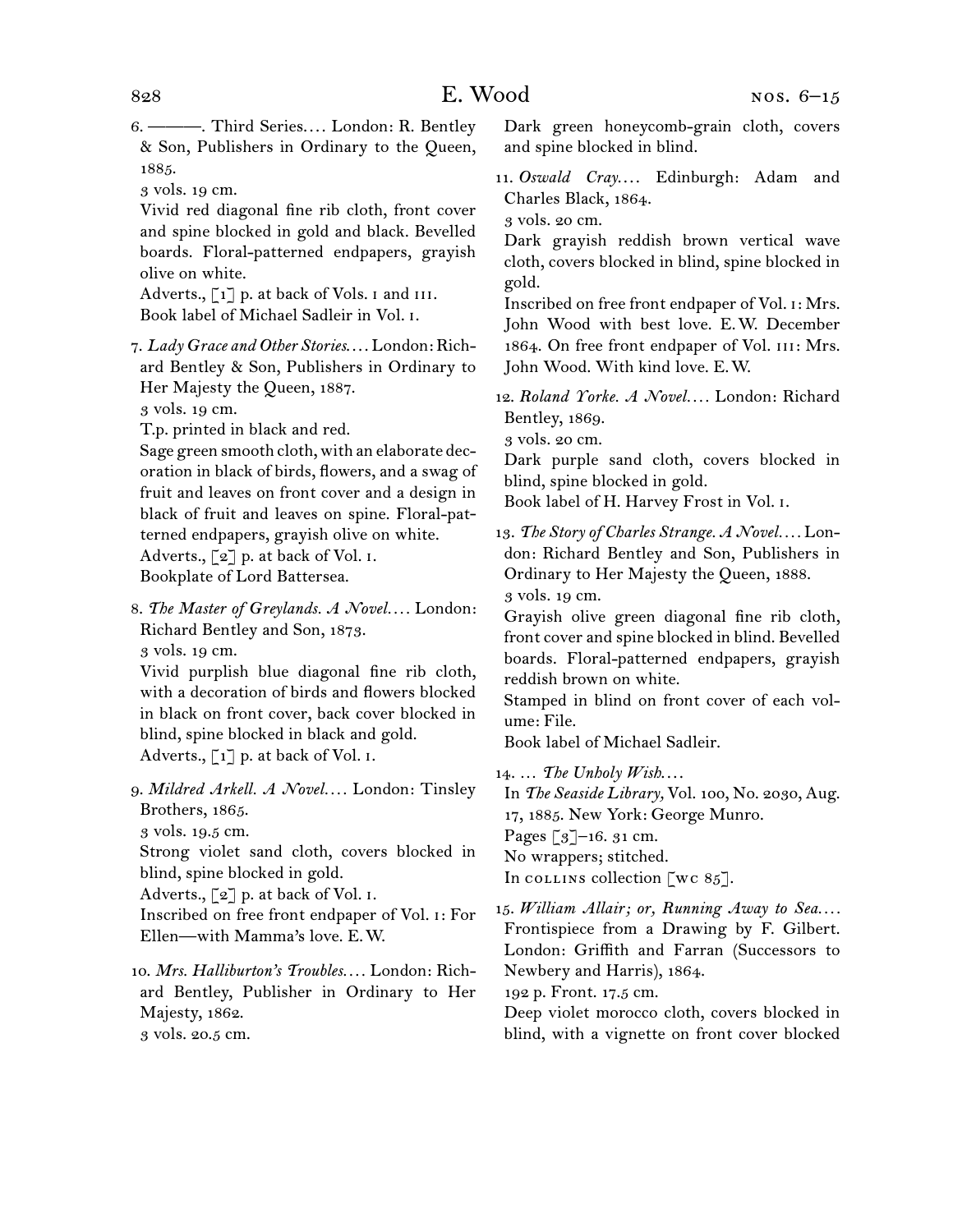6. ———. Third Series.... London: R. Bentley & Son, Publishers in Ordinary to the Queen, 1885.
3 vols. 19 cm.
Vivid red diagonal fine rib cloth, front cover and spine blocked in gold and black. Bevelled boards. Floral-patterned endpapers, grayish olive on white.
Adverts., [1] p. at back of Vols. i and iii.
Book label of Michael Sadleir in Vol. i.

7. *Lady Grace and Other Stories....* London: Richard Bentley & Son, Publishers in Ordinary to Her Majesty the Queen, 1887.
3 vols. 19 cm.
T.p. printed in black and red.
Sage green smooth cloth, with an elaborate decoration in black of birds, flowers, and a swag of fruit and leaves on front cover and a design in black of fruit and leaves on spine. Floral-patterned endpapers, grayish olive on white.
Adverts., [2] p. at back of Vol. i.
Bookplate of Lord Battersea.

8. *The Master of Greylands. A Novel....* London: Richard Bentley and Son, 1873.
3 vols. 19 cm.
Vivid purplish blue diagonal fine rib cloth, with a decoration of birds and flowers blocked in black on front cover, back cover blocked in blind, spine blocked in black and gold.
Adverts., [1] p. at back of Vol. i.

9. *Mildred Arkell. A Novel....* London: Tinsley Brothers, 1865.
3 vols. 19.5 cm.
Strong violet sand cloth, covers blocked in blind, spine blocked in gold.
Adverts., [2] p. at back of Vol. i.
Inscribed on free front endpaper of Vol. i: For Ellen—with Mamma's love. E.W.

10. *Mrs. Halliburton's Troubles....* London: Richard Bentley, Publisher in Ordinary to Her Majesty, 1862.
3 vols. 20.5 cm.
Dark green honeycomb-grain cloth, covers and spine blocked in blind.

11. *Oswald Cray....* Edinburgh: Adam and Charles Black, 1864.
3 vols. 20 cm.
Dark grayish reddish brown vertical wave cloth, covers blocked in blind, spine blocked in gold.
Inscribed on free front endpaper of Vol. i: Mrs. John Wood with best love. E.W. December 1864. On free front endpaper of Vol. iii: Mrs. John Wood. With kind love. E.W.

12. *Roland Yorke. A Novel....* London: Richard Bentley, 1869.
3 vols. 20 cm.
Dark purple sand cloth, covers blocked in blind, spine blocked in gold.
Book label of H. Harvey Frost in Vol. i.

13. *The Story of Charles Strange. A Novel....* London: Richard Bentley and Son, Publishers in Ordinary to Her Majesty the Queen, 1888.
3 vols. 19 cm.
Grayish olive green diagonal fine rib cloth, front cover and spine blocked in blind. Bevelled boards. Floral-patterned endpapers, grayish reddish brown on white.
Stamped in blind on front cover of each volume: File.
Book label of Michael Sadleir.

14. ... *The Unholy Wish....*
In *The Seaside Library,* Vol. 100, No. 2030, Aug. 17, 1885. New York: George Munro.
Pages [3]–16. 31 cm.
No wrappers; stitched.
In collins collection [wc 85].

15. *William Allair; or, Running Away to Sea....* Frontispiece from a Drawing by F. Gilbert. London: Griffith and Farran (Successors to Newbery and Harris), 1864.
192 p. Front. 17.5 cm.
Deep violet morocco cloth, covers blocked in blind, with a vignette on front cover blocked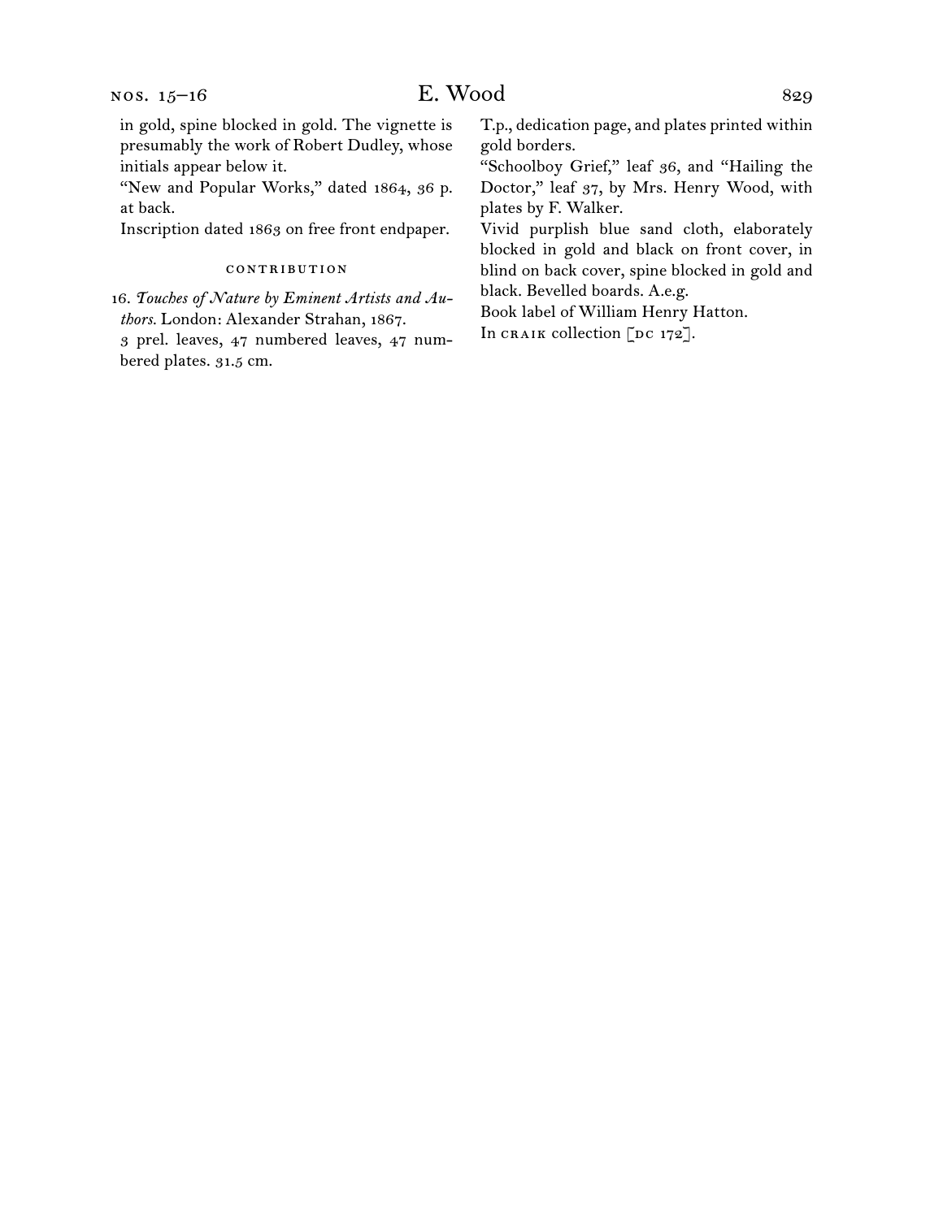in gold, spine blocked in gold. The vignette is presumably the work of Robert Dudley, whose initials appear below it.

"New and Popular Works," dated 1864, 36 p. at back.

Inscription dated 1863 on free front endpaper.

### CONTRIBUTION

16. *Touches of Nature by Eminent Artists and Authors.* London: Alexander Strahan, 1867.

3 prel. leaves, 47 numbered leaves, 47 numbered plates. 31.5 cm.

T.p., dedication page, and plates printed within gold borders.

"Schoolboy Grief," leaf 36, and "Hailing the Doctor," leaf 37, by Mrs. Henry Wood, with plates by F. Walker.

Vivid purplish blue sand cloth, elaborately blocked in gold and black on front cover, in blind on back cover, spine blocked in gold and black. Bevelled boards. A.e.g.

Book label of William Henry Hatton.

In CRAIK collection [DC 172].